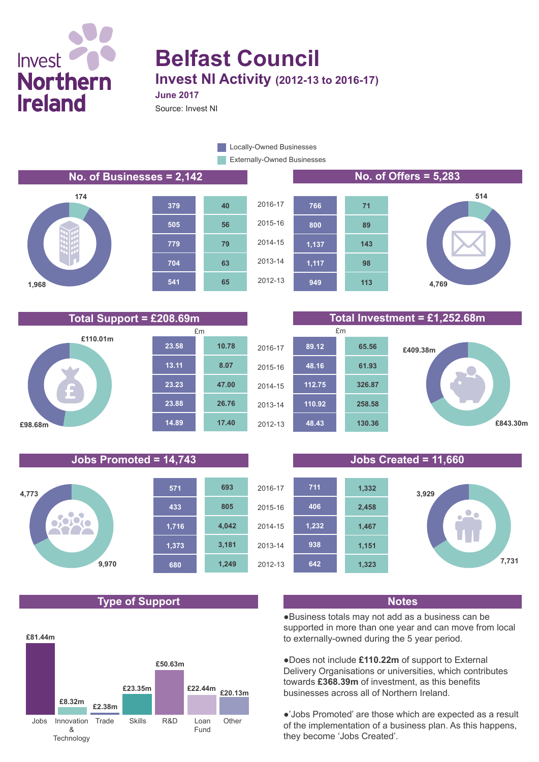Invest Northern Ireland

# Belfast Council

## Invest NI Activity (2012-13 to 2016-17)

**June 2017**

Source: Invest NI

Legend: Locally-Owned Businesses / Externally-Owned Businesses

### No. of Businesses = 2,142 | No. of Offers = 5,283

Businesses: Locally-Owned 1,968; Externally-Owned 174

Offers: Locally-Owned 4,769; Externally-Owned 514

| Businesses – Locally-Owned | Businesses – Externally-Owned | Year | Offers – Locally-Owned | Offers – Externally-Owned |
|---|---|---|---|---|
| 379 | 40 | 2016-17 | 766 | 71 |
| 505 | 56 | 2015-16 | 800 | 89 |
| 779 | 79 | 2014-15 | 1,137 | 143 |
| 704 | 63 | 2013-14 | 1,117 | 98 |
| 541 | 65 | 2012-13 | 949 | 113 |

### Total Support = £208.69m | Total Investment = £1,252.68m

Support: Locally-Owned £98.68m; Externally-Owned £110.01m

Investment: Locally-Owned £409.38m; Externally-Owned £843.30m

| Support – Locally-Owned (£m) | Support – Externally-Owned (£m) | Year | Investment – Locally-Owned (£m) | Investment – Externally-Owned (£m) |
|---|---|---|---|---|
| 23.58 | 10.78 | 2016-17 | 89.12 | 65.56 |
| 13.11 | 8.07 | 2015-16 | 48.16 | 61.93 |
| 23.23 | 47.00 | 2014-15 | 112.75 | 326.87 |
| 23.88 | 26.76 | 2013-14 | 110.92 | 258.58 |
| 14.89 | 17.40 | 2012-13 | 48.43 | 130.36 |

### Jobs Promoted = 14,743 | Jobs Created = 11,660

Jobs Promoted: Locally-Owned 4,773; Externally-Owned 9,970

Jobs Created: Locally-Owned 3,929; Externally-Owned 7,731

| Jobs Promoted – Locally-Owned | Jobs Promoted – Externally-Owned | Year | Jobs Created – Locally-Owned | Jobs Created – Externally-Owned |
|---|---|---|---|---|
| 571 | 693 | 2016-17 | 711 | 1,332 |
| 433 | 805 | 2015-16 | 406 | 2,458 |
| 1,716 | 4,042 | 2014-15 | 1,232 | 1,467 |
| 1,373 | 3,181 | 2013-14 | 938 | 1,151 |
| 680 | 1,249 | 2012-13 | 642 | 1,323 |

### Type of Support

| Type | Amount |
|---|---|
| Jobs | £81.44m |
| Innovation & Technology | £8.32m |
| Trade | £2.38m |
| Skills | £23.35m |
| R&D | £50.63m |
| Loan Fund | £22.44m |
| Other | £20.13m |

### Notes

- Business totals may not add as a business can be supported in more than one year and can move from local to externally-owned during the 5 year period.
- Does not include **£110.22m** of support to External Delivery Organisations or universities, which contributes towards **£368.39m** of investment, as this benefits businesses across all of Northern Ireland.
- 'Jobs Promoted' are those which are expected as a result of the implementation of a business plan. As this happens, they become 'Jobs Created'.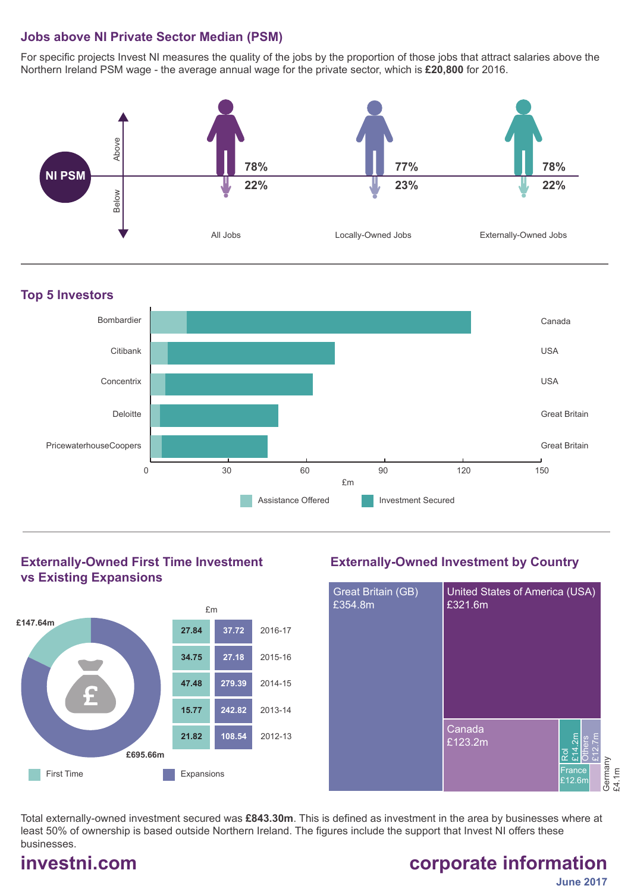## Jobs above NI Private Sector Median (PSM)

For specific projects Invest NI measures the quality of the jobs by the proportion of those jobs that attract salaries above the Northern Ireland PSM wage - the average annual wage for the private sector, which is **£20,800** for 2016.

NI PSM

Above

Below

78%
22%
All Jobs

77%
23%
Locally-Owned Jobs

78%
22%
Externally-Owned Jobs

## Top 5 Investors

Bombardier — Canada
Citibank — USA
Concentrix — USA
Deloitte — Great Britain
PricewaterhouseCoopers — Great Britain

0 30 60 90 120 150
£m

Assistance Offered
Investment Secured

## Externally-Owned First Time Investment vs Existing Expansions

£147.64m
£695.66m

First Time
Expansions

£m

| | | |
|---|---|---|
| 27.84 | 37.72 | 2016-17 |
| 34.75 | 27.18 | 2015-16 |
| 47.48 | 279.39 | 2014-15 |
| 15.77 | 242.82 | 2013-14 |
| 21.82 | 108.54 | 2012-13 |

## Externally-Owned Investment by Country

Great Britain (GB) £354.8m
United States of America (USA) £321.6m
Canada £123.2m
RoI £14.2m
Others £12.7m
France £12.6m
Germany £4.1m

Total externally-owned investment secured was **£843.30m**. This is defined as investment in the area by businesses where at least 50% of ownership is based outside Northern Ireland. The figures include the support that Invest NI offers these businesses.

**investni.com** **corporate information**
June 2017